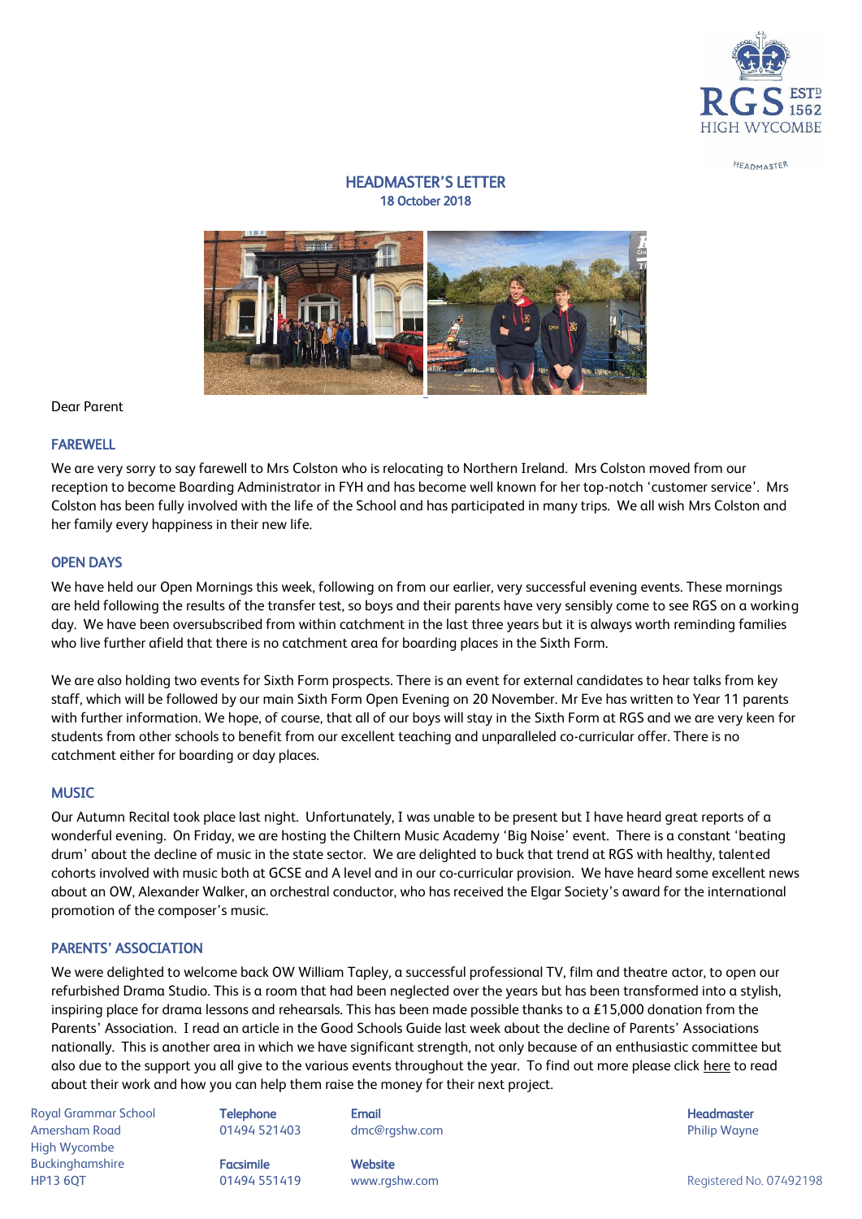# HEADMASTER'S LETTER

**18 October 2018**

Dear Parent

## FAREWELL

We are very sorry to say farewell to Mrs Colston who is relocating to Northern Ireland. Mrs Colston moved from our reception to become Boarding Administrator in FYH and has become well known for her top-notch 'customer service'. Mrs Colston has been fully involved with the life of the School and has participated in many trips. We all wish Mrs Colston and her family every happiness in their new life.

## OPEN DAYS

We have held our Open Mornings this week, following on from our earlier, very successful evening events. These mornings are held following the results of the transfer test, so boys and their parents have very sensibly come to see RGS on a working day. We have been oversubscribed from within catchment in the last three years but it is always worth reminding families who live further afield that there is no catchment area for boarding places in the Sixth Form.

We are also holding two events for Sixth Form prospects. There is an event for external candidates to hear talks from key staff, which will be followed by our main Sixth Form Open Evening on 20 November. Mr Eve has written to Year 11 parents with further information. We hope, of course, that all of our boys will stay in the Sixth Form at RGS and we are very keen for students from other schools to benefit from our excellent teaching and unparalleled co-curricular offer. There is no catchment either for boarding or day places.

## MUSIC

Our Autumn Recital took place last night. Unfortunately, I was unable to be present but I have heard great reports of a wonderful evening. On Friday, we are hosting the Chiltern Music Academy 'Big Noise' event. There is a constant 'beating drum' about the decline of music in the state sector. We are delighted to buck that trend at RGS with healthy, talented cohorts involved with music both at GCSE and A level and in our co-curricular provision. We have heard some excellent news about an OW, Alexander Walker, an orchestral conductor, who has received the Elgar Society's award for the international promotion of the composer's music.

## PARENTS' ASSOCIATION

We were delighted to welcome back OW William Tapley, a successful professional TV, film and theatre actor, to open our refurbished Drama Studio. This is a room that had been neglected over the years but has been transformed into a stylish, inspiring place for drama lessons and rehearsals. This has been made possible thanks to a £15,000 donation from the Parents' Association. I read an article in the Good Schools Guide last week about the decline of Parents' Associations nationally. This is another area in which we have significant strength, not only because of an enthusiastic committee but also due to the support you all give to the various events throughout the year. To find out more please click here to read about their work and how you can help them raise the money for their next project.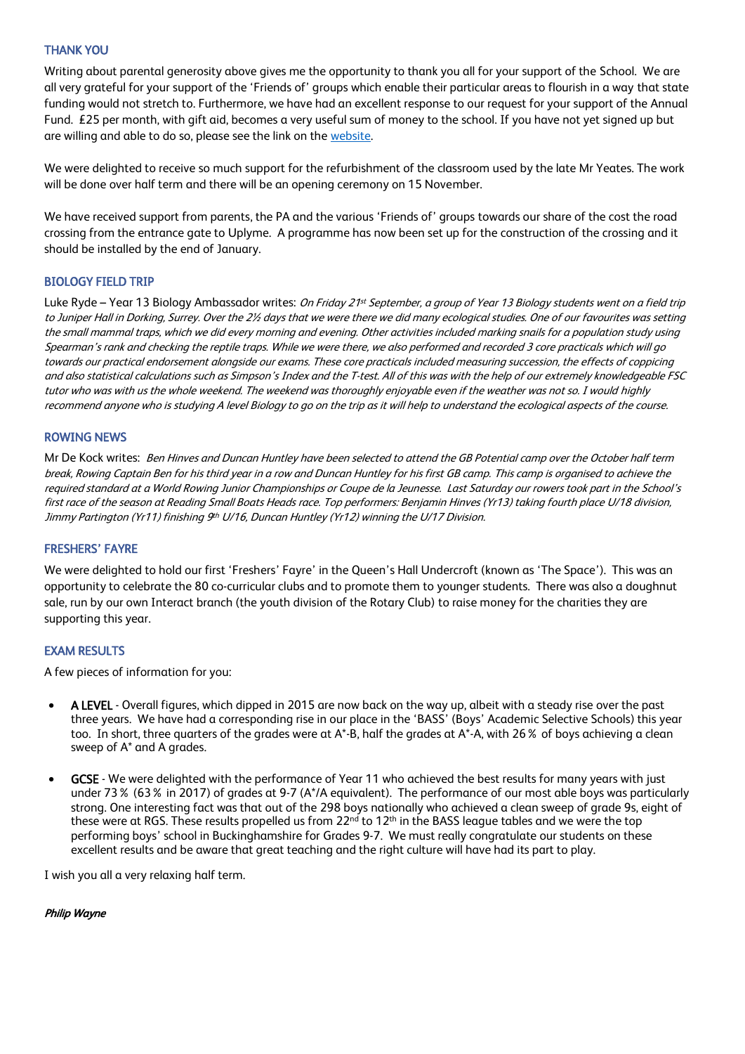## THANK YOU

Writing about parental generosity above gives me the opportunity to thank you all for your support of the School. We are all very grateful for your support of the 'Friends of' groups which enable their particular areas to flourish in a way that state funding would not stretch to. Furthermore, we have had an excellent response to our request for your support of the Annual Fund. £25 per month, with gift aid, becomes a very useful sum of money to the school. If you have not yet signed up but are willing and able to do so, please see the link on the website.

We were delighted to receive so much support for the refurbishment of the classroom used by the late Mr Yeates. The work will be done over half term and there will be an opening ceremony on 15 November.

We have received support from parents, the PA and the various 'Friends of' groups towards our share of the cost the road crossing from the entrance gate to Uplyme. A programme has now been set up for the construction of the crossing and it should be installed by the end of January.

## BIOLOGY FIELD TRIP

Luke Ryde – Year 13 Biology Ambassador writes: *On Friday 21st September, a group of Year 13 Biology students went on a field trip to Juniper Hall in Dorking, Surrey. Over the 2½ days that we were there we did many ecological studies. One of our favourites was setting the small mammal traps, which we did every morning and evening. Other activities included marking snails for a population study using Spearman's rank and checking the reptile traps. While we were there, we also performed and recorded 3 core practicals which will go towards our practical endorsement alongside our exams. These core practicals included measuring succession, the effects of coppicing and also statistical calculations such as Simpson's Index and the T-test. All of this was with the help of our extremely knowledgeable FSC tutor who was with us the whole weekend. The weekend was thoroughly enjoyable even if the weather was not so. I would highly recommend anyone who is studying A level Biology to go on the trip as it will help to understand the ecological aspects of the course.*

## ROWING NEWS

Mr De Kock writes: *Ben Hinves and Duncan Huntley have been selected to attend the GB Potential camp over the October half term break, Rowing Captain Ben for his third year in a row and Duncan Huntley for his first GB camp. This camp is organised to achieve the required standard at a World Rowing Junior Championships or Coupe de la Jeunesse. Last Saturday our rowers took part in the School's first race of the season at Reading Small Boats Heads race. Top performers: Benjamin Hinves (Yr13) taking fourth place U/18 division, Jimmy Partington (Yr11) finishing 9th U/16, Duncan Huntley (Yr12) winning the U/17 Division.*

## FRESHERS' FAYRE

We were delighted to hold our first 'Freshers' Fayre' in the Queen's Hall Undercroft (known as 'The Space'). This was an opportunity to celebrate the 80 co-curricular clubs and to promote them to younger students. There was also a doughnut sale, run by our own Interact branch (the youth division of the Rotary Club) to raise money for the charities they are supporting this year.

## EXAM RESULTS

A few pieces of information for you:

- **A LEVEL** - Overall figures, which dipped in 2015 are now back on the way up, albeit with a steady rise over the past three years. We have had a corresponding rise in our place in the 'BASS' (Boys' Academic Selective Schools) this year too. In short, three quarters of the grades were at A*-B, half the grades at A*-A, with 26% of boys achieving a clean sweep of A* and A grades.

- **GCSE** - We were delighted with the performance of Year 11 who achieved the best results for many years with just under 73% (63% in 2017) of grades at 9-7 (A*/A equivalent). The performance of our most able boys was particularly strong. One interesting fact was that out of the 298 boys nationally who achieved a clean sweep of grade 9s, eight of these were at RGS. These results propelled us from 22nd to 12th in the BASS league tables and we were the top performing boys' school in Buckinghamshire for Grades 9-7. We must really congratulate our students on these excellent results and be aware that great teaching and the right culture will have had its part to play.

I wish you all a very relaxing half term.

***Philip Wayne***